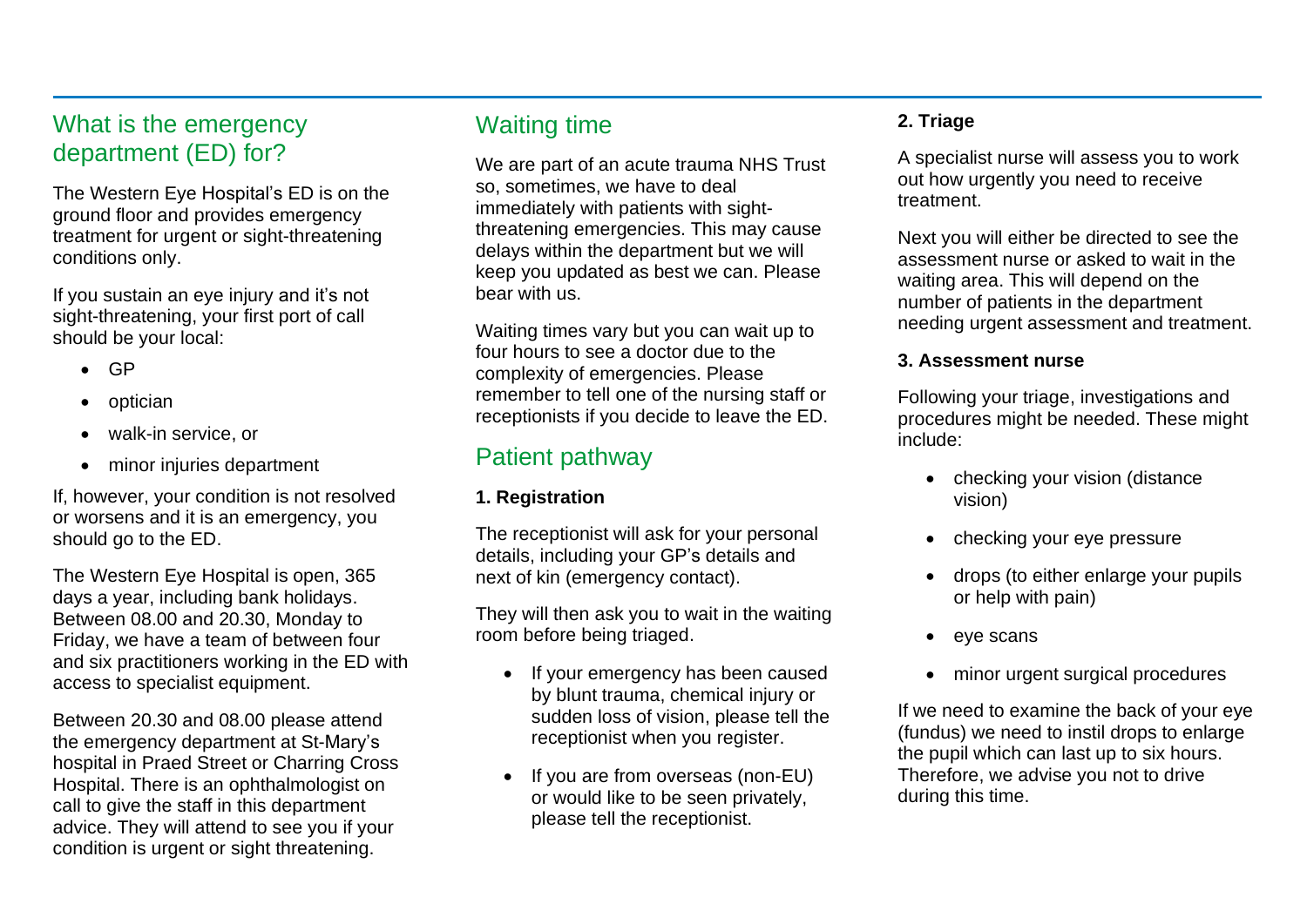## What is the emergency department (ED) for?

The Western Eye Hospital's ED is on the ground floor and provides emergency treatment for urgent or sight-threatening conditions only.

If you sustain an eye injury and it's not sight-threatening, your first port of call should be your local:

- GP
- optician
- walk-in service, or
- minor injuries department

If, however, your condition is not resolved or worsens and it is an emergency, you should go to the ED.

The Western Eye Hospital is open, 365 days a year, including bank holidays. Between 08.00 and 20.30, Monday to Friday, we have a team of between four and six practitioners working in the ED with access to specialist equipment.

Between 20.30 and 08.00 please attend the emergency department at St-Mary's hospital in Praed Street or Charring Cross Hospital. There is an ophthalmologist on call to give the staff in this department advice. They will attend to see you if your condition is urgent or sight threatening.

## Waiting time

We are part of an acute trauma NHS Trust so, sometimes, we have to deal immediately with patients with sight-threatening emergencies. This may cause delays within the department but we will keep you updated as best we can. Please bear with us.

Waiting times vary but you can wait up to four hours to see a doctor due to the complexity of emergencies. Please remember to tell one of the nursing staff or receptionists if you decide to leave the ED.

## Patient pathway

**1. Registration**

The receptionist will ask for your personal details, including your GP's details and next of kin (emergency contact).

They will then ask you to wait in the waiting room before being triaged.

- If your emergency has been caused by blunt trauma, chemical injury or sudden loss of vision, please tell the receptionist when you register.
- If you are from overseas (non-EU) or would like to be seen privately, please tell the receptionist.

**2. Triage**

A specialist nurse will assess you to work out how urgently you need to receive treatment.

Next you will either be directed to see the assessment nurse or asked to wait in the waiting area. This will depend on the number of patients in the department needing urgent assessment and treatment.

**3. Assessment nurse**

Following your triage, investigations and procedures might be needed. These might include:

- checking your vision (distance vision)
- checking your eye pressure
- drops (to either enlarge your pupils or help with pain)
- eye scans
- minor urgent surgical procedures

If we need to examine the back of your eye (fundus) we need to instil drops to enlarge the pupil which can last up to six hours. Therefore, we advise you not to drive during this time.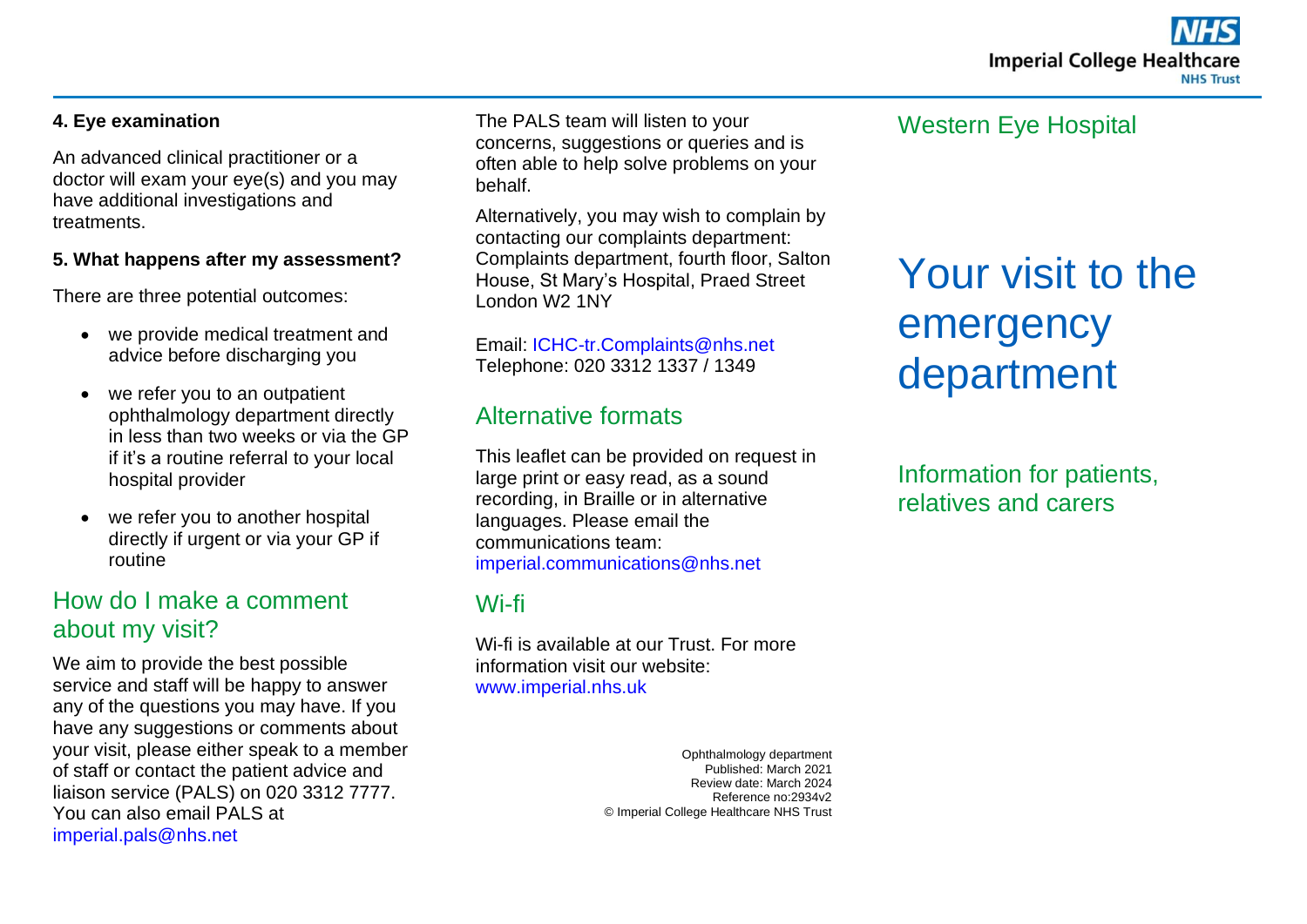**4. Eye examination**

An advanced clinical practitioner or a doctor will exam your eye(s) and you may have additional investigations and treatments.

**5. What happens after my assessment?**

There are three potential outcomes:

- we provide medical treatment and advice before discharging you
- we refer you to an outpatient ophthalmology department directly in less than two weeks or via the GP if it's a routine referral to your local hospital provider
- we refer you to another hospital directly if urgent or via your GP if routine

## How do I make a comment about my visit?

We aim to provide the best possible service and staff will be happy to answer any of the questions you may have. If you have any suggestions or comments about your visit, please either speak to a member of staff or contact the patient advice and liaison service (PALS) on 020 3312 7777. You can also email PALS at imperial.pals@nhs.net

The PALS team will listen to your concerns, suggestions or queries and is often able to help solve problems on your behalf.

Alternatively, you may wish to complain by contacting our complaints department: Complaints department, fourth floor, Salton House, St Mary's Hospital, Praed Street London W2 1NY

Email: ICHC-tr.Complaints@nhs.net
Telephone: 020 3312 1337 / 1349

## Alternative formats

This leaflet can be provided on request in large print or easy read, as a sound recording, in Braille or in alternative languages. Please email the communications team: imperial.communications@nhs.net

## Wi-fi

Wi-fi is available at our Trust. For more information visit our website: www.imperial.nhs.uk

Ophthalmology department
Published: March 2021
Review date: March 2024
Reference no:2934v2
© Imperial College Healthcare NHS Trust

Imperial College Healthcare NHS Trust

## Western Eye Hospital

# Your visit to the emergency department

## Information for patients, relatives and carers